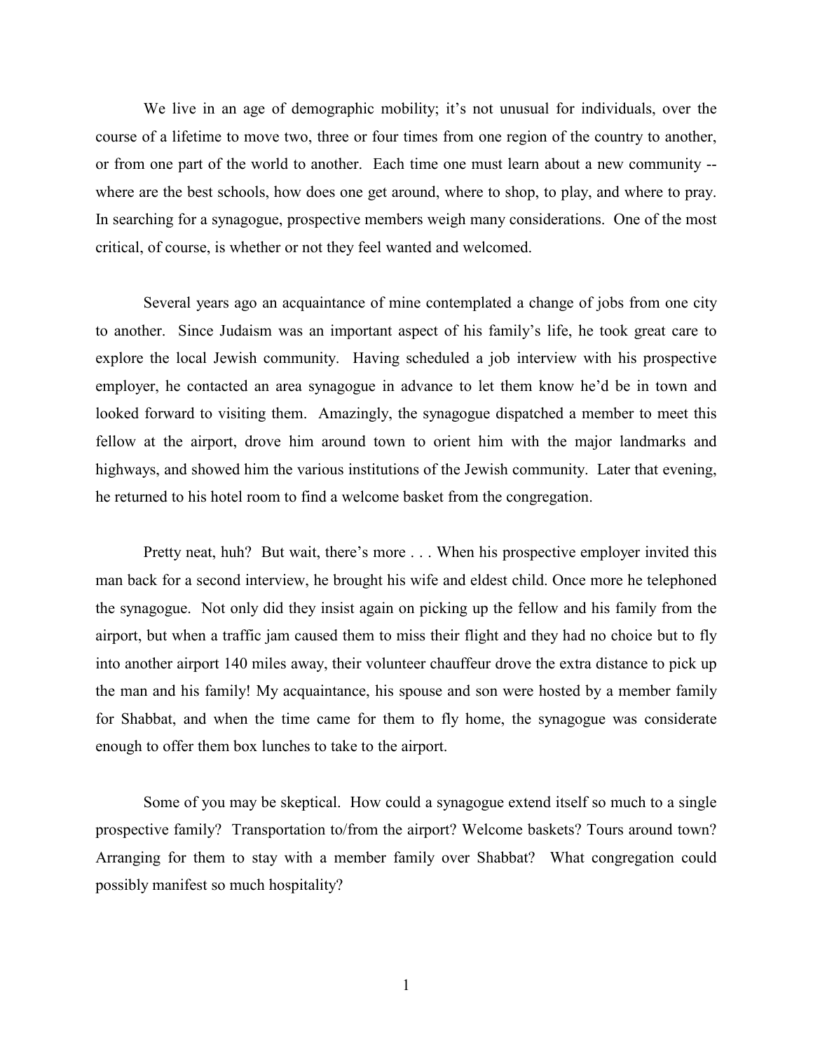We live in an age of demographic mobility; it's not unusual for individuals, over the course of a lifetime to move two, three or four times from one region of the country to another, or from one part of the world to another. Each time one must learn about a new community -- where are the best schools, how does one get around, where to shop, to play, and where to pray. In searching for a synagogue, prospective members weigh many considerations. One of the most critical, of course, is whether or not they feel wanted and welcomed.

Several years ago an acquaintance of mine contemplated a change of jobs from one city to another. Since Judaism was an important aspect of his family's life, he took great care to explore the local Jewish community. Having scheduled a job interview with his prospective employer, he contacted an area synagogue in advance to let them know he'd be in town and looked forward to visiting them. Amazingly, the synagogue dispatched a member to meet this fellow at the airport, drove him around town to orient him with the major landmarks and highways, and showed him the various institutions of the Jewish community. Later that evening, he returned to his hotel room to find a welcome basket from the congregation.

Pretty neat, huh? But wait, there's more . . . When his prospective employer invited this man back for a second interview, he brought his wife and eldest child. Once more he telephoned the synagogue. Not only did they insist again on picking up the fellow and his family from the airport, but when a traffic jam caused them to miss their flight and they had no choice but to fly into another airport 140 miles away, their volunteer chauffeur drove the extra distance to pick up the man and his family! My acquaintance, his spouse and son were hosted by a member family for Shabbat, and when the time came for them to fly home, the synagogue was considerate enough to offer them box lunches to take to the airport.

Some of you may be skeptical. How could a synagogue extend itself so much to a single prospective family? Transportation to/from the airport? Welcome baskets? Tours around town? Arranging for them to stay with a member family over Shabbat? What congregation could possibly manifest so much hospitality?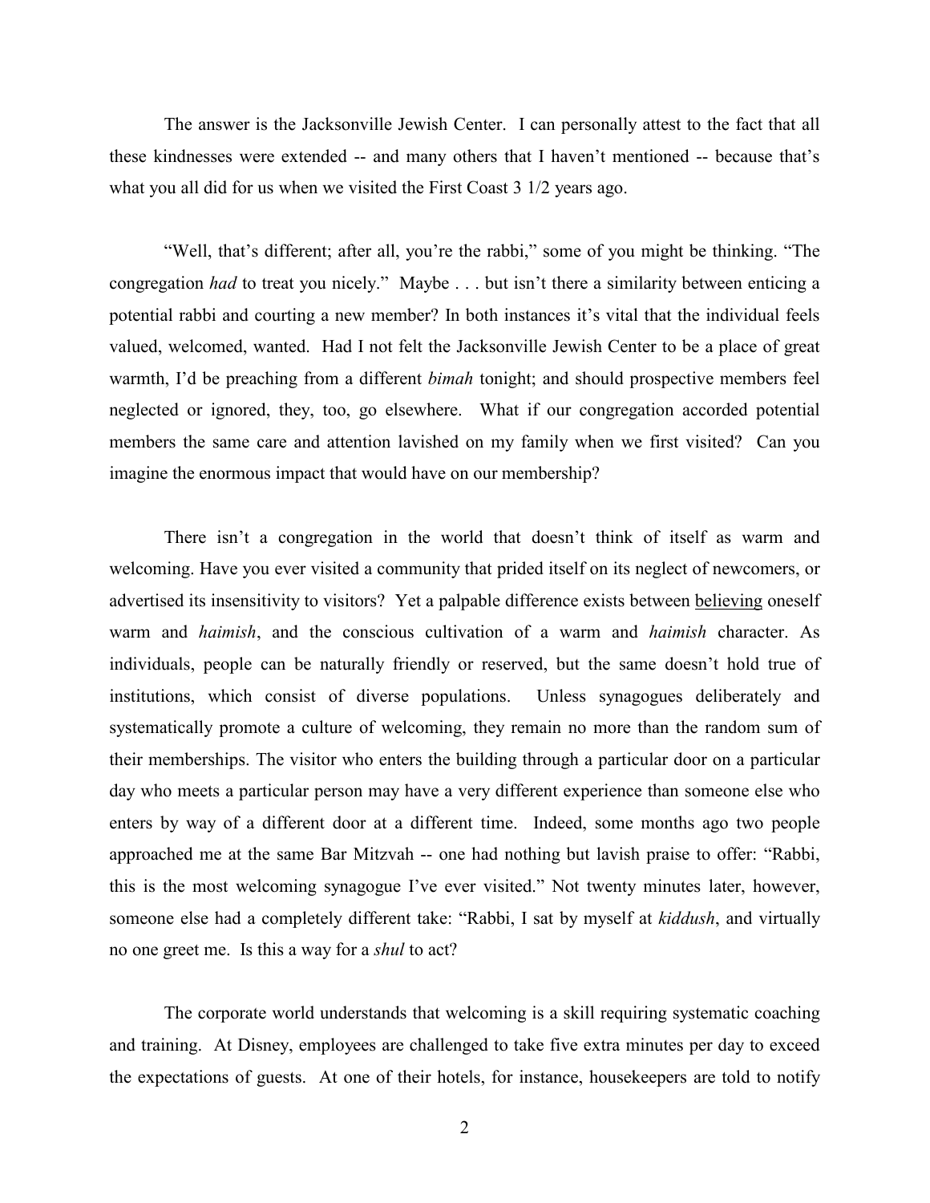The answer is the Jacksonville Jewish Center. I can personally attest to the fact that all these kindnesses were extended -- and many others that I haven't mentioned -- because that's what you all did for us when we visited the First Coast 3 1/2 years ago.

"Well, that's different; after all, you're the rabbi," some of you might be thinking. "The congregation *had* to treat you nicely." Maybe . . . but isn't there a similarity between enticing a potential rabbi and courting a new member? In both instances it's vital that the individual feels valued, welcomed, wanted. Had I not felt the Jacksonville Jewish Center to be a place of great warmth, I'd be preaching from a different *bimah* tonight; and should prospective members feel neglected or ignored, they, too, go elsewhere. What if our congregation accorded potential members the same care and attention lavished on my family when we first visited? Can you imagine the enormous impact that would have on our membership?

There isn't a congregation in the world that doesn't think of itself as warm and welcoming. Have you ever visited a community that prided itself on its neglect of newcomers, or advertised its insensitivity to visitors? Yet a palpable difference exists between <u>believing</u> oneself warm and *haimish*, and the conscious cultivation of a warm and *haimish* character. As individuals, people can be naturally friendly or reserved, but the same doesn't hold true of institutions, which consist of diverse populations. Unless synagogues deliberately and systematically promote a culture of welcoming, they remain no more than the random sum of their memberships. The visitor who enters the building through a particular door on a particular day who meets a particular person may have a very different experience than someone else who enters by way of a different door at a different time. Indeed, some months ago two people approached me at the same Bar Mitzvah -- one had nothing but lavish praise to offer: "Rabbi, this is the most welcoming synagogue I've ever visited." Not twenty minutes later, however, someone else had a completely different take: "Rabbi, I sat by myself at *kiddush*, and virtually no one greet me. Is this a way for a *shul* to act?

The corporate world understands that welcoming is a skill requiring systematic coaching and training. At Disney, employees are challenged to take five extra minutes per day to exceed the expectations of guests. At one of their hotels, for instance, housekeepers are told to notify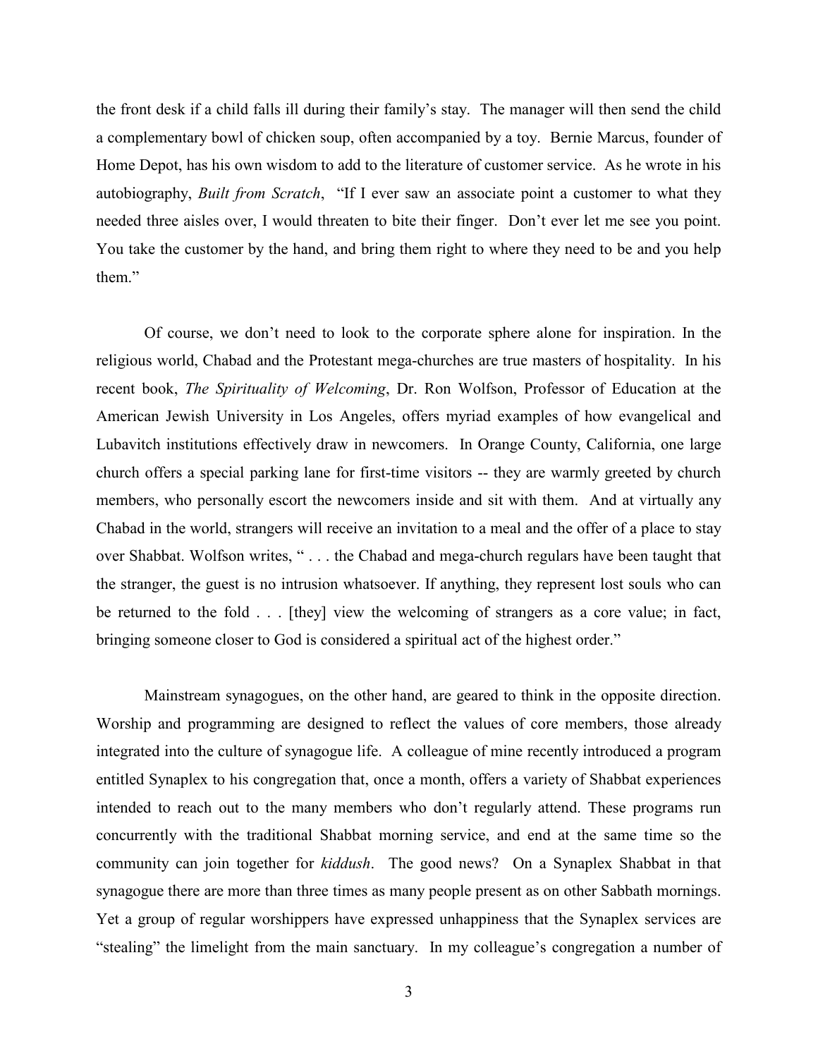the front desk if a child falls ill during their family's stay. The manager will then send the child a complementary bowl of chicken soup, often accompanied by a toy. Bernie Marcus, founder of Home Depot, has his own wisdom to add to the literature of customer service. As he wrote in his autobiography, *Built from Scratch*, "If I ever saw an associate point a customer to what they needed three aisles over, I would threaten to bite their finger. Don't ever let me see you point. You take the customer by the hand, and bring them right to where they need to be and you help them."

Of course, we don't need to look to the corporate sphere alone for inspiration. In the religious world, Chabad and the Protestant mega-churches are true masters of hospitality. In his recent book, *The Spirituality of Welcoming*, Dr. Ron Wolfson, Professor of Education at the American Jewish University in Los Angeles, offers myriad examples of how evangelical and Lubavitch institutions effectively draw in newcomers. In Orange County, California, one large church offers a special parking lane for first-time visitors -- they are warmly greeted by church members, who personally escort the newcomers inside and sit with them. And at virtually any Chabad in the world, strangers will receive an invitation to a meal and the offer of a place to stay over Shabbat. Wolfson writes, " . . . the Chabad and mega-church regulars have been taught that the stranger, the guest is no intrusion whatsoever. If anything, they represent lost souls who can be returned to the fold . . . [they] view the welcoming of strangers as a core value; in fact, bringing someone closer to God is considered a spiritual act of the highest order."

Mainstream synagogues, on the other hand, are geared to think in the opposite direction. Worship and programming are designed to reflect the values of core members, those already integrated into the culture of synagogue life. A colleague of mine recently introduced a program entitled Synaplex to his congregation that, once a month, offers a variety of Shabbat experiences intended to reach out to the many members who don't regularly attend. These programs run concurrently with the traditional Shabbat morning service, and end at the same time so the community can join together for *kiddush*. The good news? On a Synaplex Shabbat in that synagogue there are more than three times as many people present as on other Sabbath mornings. Yet a group of regular worshippers have expressed unhappiness that the Synaplex services are "stealing" the limelight from the main sanctuary. In my colleague's congregation a number of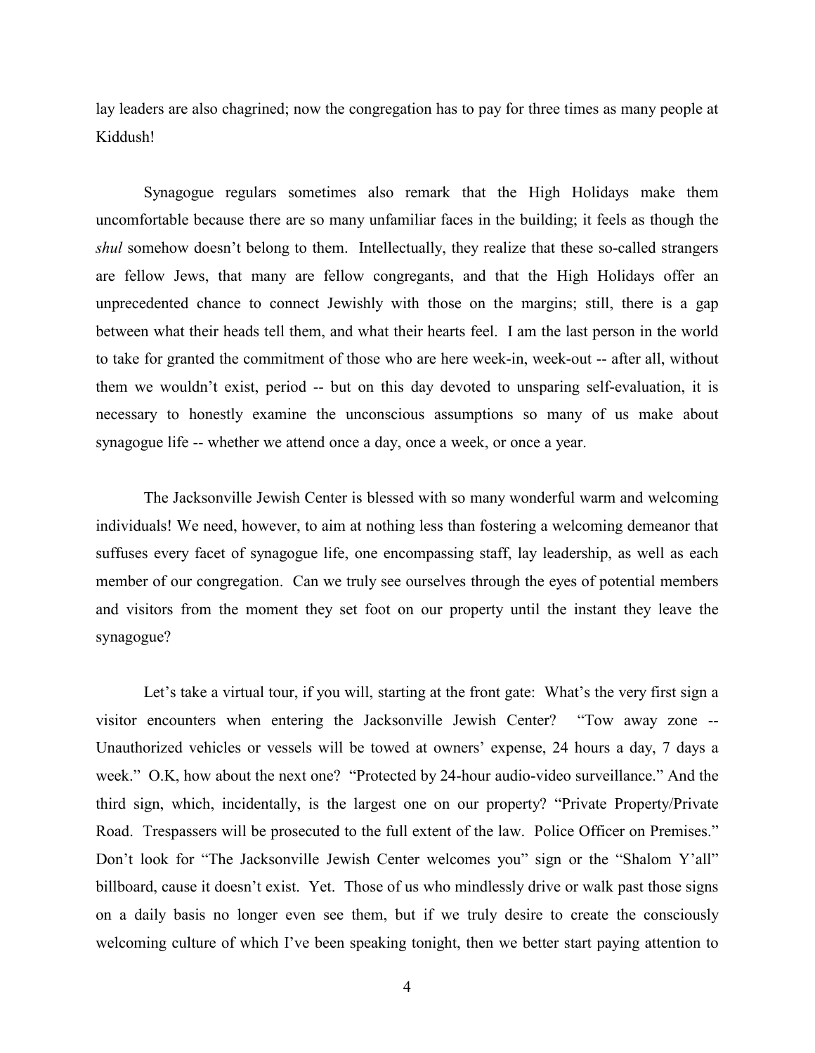lay leaders are also chagrined; now the congregation has to pay for three times as many people at Kiddush!

Synagogue regulars sometimes also remark that the High Holidays make them uncomfortable because there are so many unfamiliar faces in the building; it feels as though the *shul* somehow doesn't belong to them. Intellectually, they realize that these so-called strangers are fellow Jews, that many are fellow congregants, and that the High Holidays offer an unprecedented chance to connect Jewishly with those on the margins; still, there is a gap between what their heads tell them, and what their hearts feel. I am the last person in the world to take for granted the commitment of those who are here week-in, week-out -- after all, without them we wouldn't exist, period -- but on this day devoted to unsparing self-evaluation, it is necessary to honestly examine the unconscious assumptions so many of us make about synagogue life -- whether we attend once a day, once a week, or once a year.

The Jacksonville Jewish Center is blessed with so many wonderful warm and welcoming individuals! We need, however, to aim at nothing less than fostering a welcoming demeanor that suffuses every facet of synagogue life, one encompassing staff, lay leadership, as well as each member of our congregation. Can we truly see ourselves through the eyes of potential members and visitors from the moment they set foot on our property until the instant they leave the synagogue?

Let's take a virtual tour, if you will, starting at the front gate: What's the very first sign a visitor encounters when entering the Jacksonville Jewish Center? "Tow away zone -- Unauthorized vehicles or vessels will be towed at owners' expense, 24 hours a day, 7 days a week." O.K, how about the next one? "Protected by 24-hour audio-video surveillance." And the third sign, which, incidentally, is the largest one on our property? "Private Property/Private Road. Trespassers will be prosecuted to the full extent of the law. Police Officer on Premises." Don't look for "The Jacksonville Jewish Center welcomes you" sign or the "Shalom Y'all" billboard, cause it doesn't exist. Yet. Those of us who mindlessly drive or walk past those signs on a daily basis no longer even see them, but if we truly desire to create the consciously welcoming culture of which I've been speaking tonight, then we better start paying attention to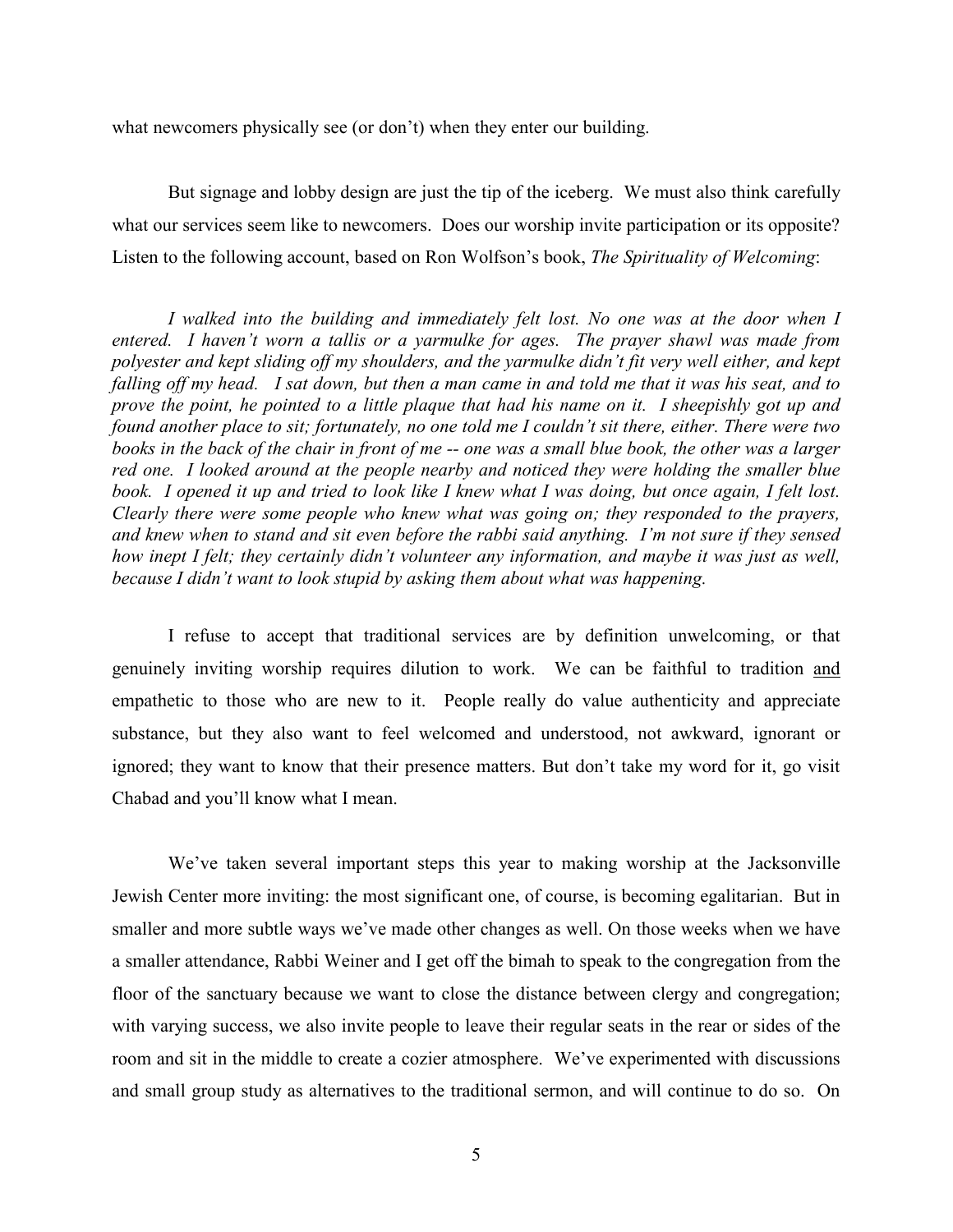what newcomers physically see (or don't) when they enter our building.

But signage and lobby design are just the tip of the iceberg. We must also think carefully what our services seem like to newcomers. Does our worship invite participation or its opposite? Listen to the following account, based on Ron Wolfson's book, *The Spirituality of Welcoming*:

*I walked into the building and immediately felt lost. No one was at the door when I entered. I haven't worn a tallis or a yarmulke for ages. The prayer shawl was made from polyester and kept sliding off my shoulders, and the yarmulke didn't fit very well either, and kept falling off my head. I sat down, but then a man came in and told me that it was his seat, and to prove the point, he pointed to a little plaque that had his name on it. I sheepishly got up and found another place to sit; fortunately, no one told me I couldn't sit there, either. There were two books in the back of the chair in front of me -- one was a small blue book, the other was a larger red one. I looked around at the people nearby and noticed they were holding the smaller blue book. I opened it up and tried to look like I knew what I was doing, but once again, I felt lost. Clearly there were some people who knew what was going on; they responded to the prayers, and knew when to stand and sit even before the rabbi said anything. I'm not sure if they sensed how inept I felt; they certainly didn't volunteer any information, and maybe it was just as well, because I didn't want to look stupid by asking them about what was happening.*

I refuse to accept that traditional services are by definition unwelcoming, or that genuinely inviting worship requires dilution to work. We can be faithful to tradition <u>and</u> empathetic to those who are new to it. People really do value authenticity and appreciate substance, but they also want to feel welcomed and understood, not awkward, ignorant or ignored; they want to know that their presence matters. But don't take my word for it, go visit Chabad and you'll know what I mean.

We've taken several important steps this year to making worship at the Jacksonville Jewish Center more inviting: the most significant one, of course, is becoming egalitarian. But in smaller and more subtle ways we've made other changes as well. On those weeks when we have a smaller attendance, Rabbi Weiner and I get off the bimah to speak to the congregation from the floor of the sanctuary because we want to close the distance between clergy and congregation; with varying success, we also invite people to leave their regular seats in the rear or sides of the room and sit in the middle to create a cozier atmosphere. We've experimented with discussions and small group study as alternatives to the traditional sermon, and will continue to do so. On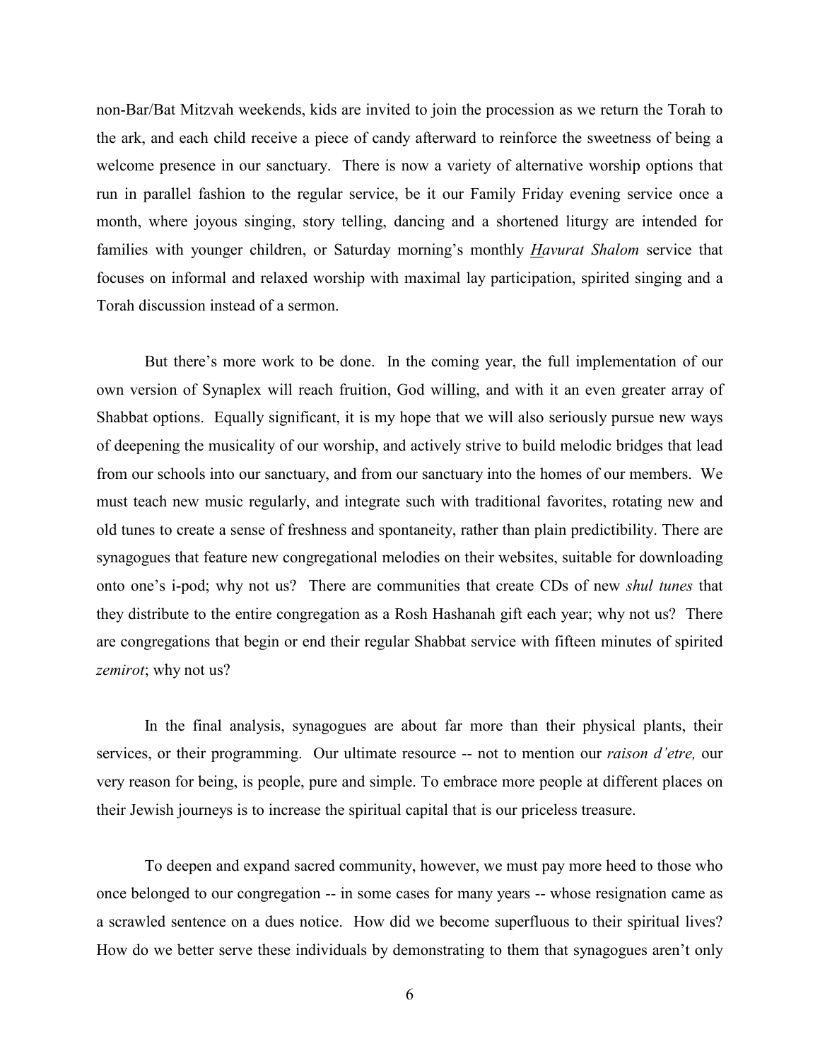non-Bar/Bat Mitzvah weekends, kids are invited to join the procession as we return the Torah to the ark, and each child receive a piece of candy afterward to reinforce the sweetness of being a welcome presence in our sanctuary. There is now a variety of alternative worship options that run in parallel fashion to the regular service, be it our Family Friday evening service once a month, where joyous singing, story telling, dancing and a shortened liturgy are intended for families with younger children, or Saturday morning's monthly *Havurat Shalom* service that focuses on informal and relaxed worship with maximal lay participation, spirited singing and a Torah discussion instead of a sermon.

But there's more work to be done. In the coming year, the full implementation of our own version of Synaplex will reach fruition, God willing, and with it an even greater array of Shabbat options. Equally significant, it is my hope that we will also seriously pursue new ways of deepening the musicality of our worship, and actively strive to build melodic bridges that lead from our schools into our sanctuary, and from our sanctuary into the homes of our members. We must teach new music regularly, and integrate such with traditional favorites, rotating new and old tunes to create a sense of freshness and spontaneity, rather than plain predictibility. There are synagogues that feature new congregational melodies on their websites, suitable for downloading onto one's i-pod; why not us? There are communities that create CDs of new *shul tunes* that they distribute to the entire congregation as a Rosh Hashanah gift each year; why not us? There are congregations that begin or end their regular Shabbat service with fifteen minutes of spirited *zemirot*; why not us?

In the final analysis, synagogues are about far more than their physical plants, their services, or their programming. Our ultimate resource -- not to mention our *raison d'etre,* our very reason for being, is people, pure and simple. To embrace more people at different places on their Jewish journeys is to increase the spiritual capital that is our priceless treasure.

To deepen and expand sacred community, however, we must pay more heed to those who once belonged to our congregation -- in some cases for many years -- whose resignation came as a scrawled sentence on a dues notice. How did we become superfluous to their spiritual lives? How do we better serve these individuals by demonstrating to them that synagogues aren't only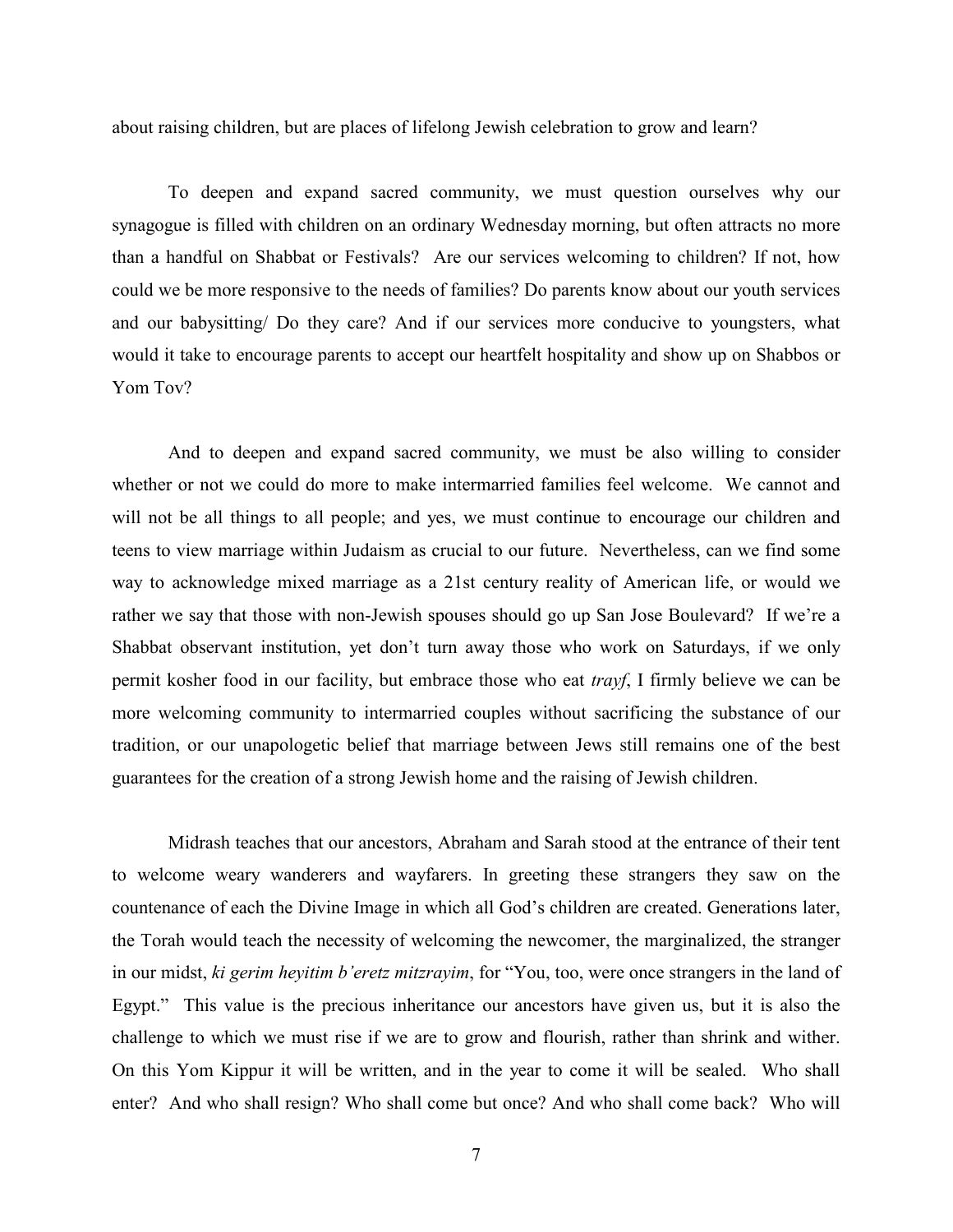about raising children, but are places of lifelong Jewish celebration to grow and learn?

To deepen and expand sacred community, we must question ourselves why our synagogue is filled with children on an ordinary Wednesday morning, but often attracts no more than a handful on Shabbat or Festivals? Are our services welcoming to children? If not, how could we be more responsive to the needs of families? Do parents know about our youth services and our babysitting/ Do they care? And if our services more conducive to youngsters, what would it take to encourage parents to accept our heartfelt hospitality and show up on Shabbos or Yom Tov?

And to deepen and expand sacred community, we must be also willing to consider whether or not we could do more to make intermarried families feel welcome. We cannot and will not be all things to all people; and yes, we must continue to encourage our children and teens to view marriage within Judaism as crucial to our future. Nevertheless, can we find some way to acknowledge mixed marriage as a 21st century reality of American life, or would we rather we say that those with non-Jewish spouses should go up San Jose Boulevard? If we're a Shabbat observant institution, yet don't turn away those who work on Saturdays, if we only permit kosher food in our facility, but embrace those who eat *trayf*, I firmly believe we can be more welcoming community to intermarried couples without sacrificing the substance of our tradition, or our unapologetic belief that marriage between Jews still remains one of the best guarantees for the creation of a strong Jewish home and the raising of Jewish children.

Midrash teaches that our ancestors, Abraham and Sarah stood at the entrance of their tent to welcome weary wanderers and wayfarers. In greeting these strangers they saw on the countenance of each the Divine Image in which all God's children are created. Generations later, the Torah would teach the necessity of welcoming the newcomer, the marginalized, the stranger in our midst, *ki gerim heyitim b'eretz mitzrayim*, for "You, too, were once strangers in the land of Egypt." This value is the precious inheritance our ancestors have given us, but it is also the challenge to which we must rise if we are to grow and flourish, rather than shrink and wither. On this Yom Kippur it will be written, and in the year to come it will be sealed. Who shall enter? And who shall resign? Who shall come but once? And who shall come back? Who will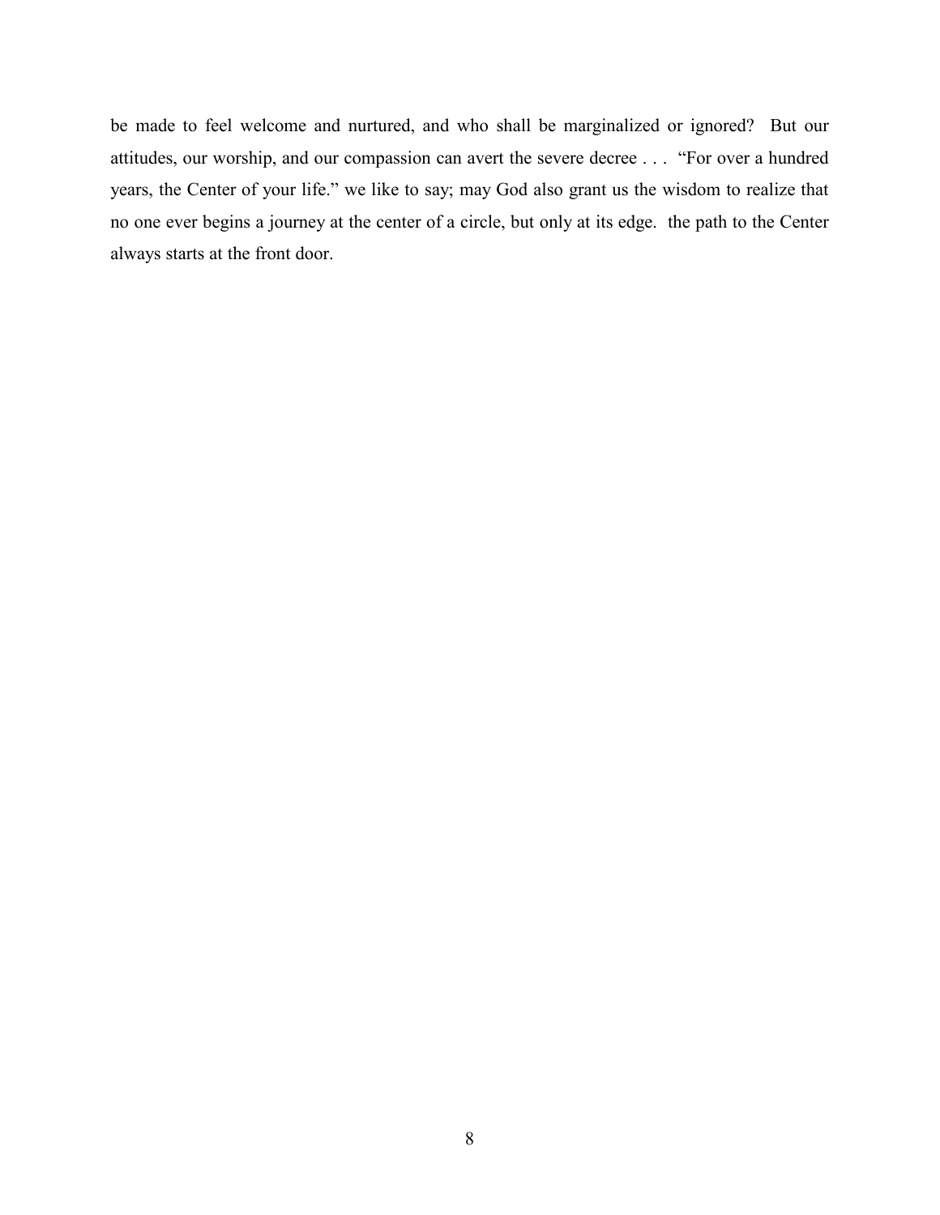be made to feel welcome and nurtured, and who shall be marginalized or ignored? But our attitudes, our worship, and our compassion can avert the severe decree . . . "For over a hundred years, the Center of your life." we like to say; may God also grant us the wisdom to realize that no one ever begins a journey at the center of a circle, but only at its edge. the path to the Center always starts at the front door.